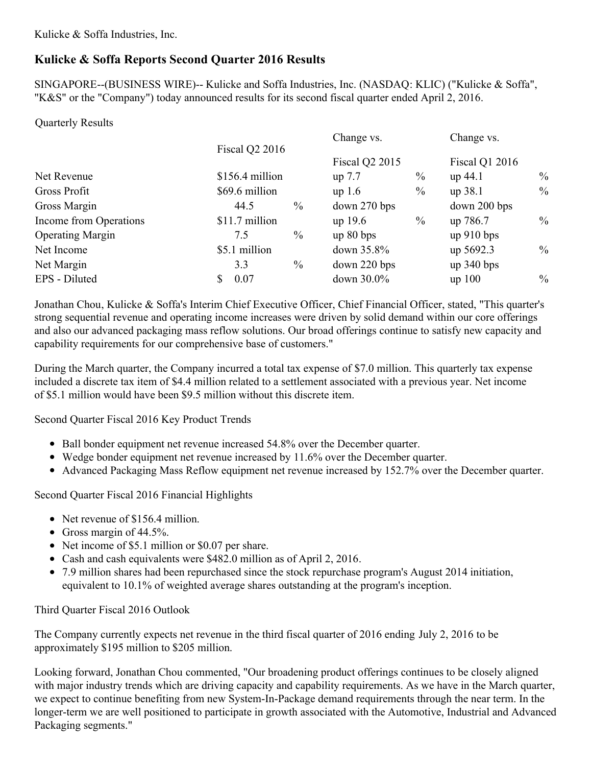Kulicke & Soffa Industries, Inc.

# Kulicke & Soffa Reports Second Quarter 2016 Results

SINGAPORE--(BUSINESS WIRE)-- Kulicke and Soffa Industries, Inc. (NASDAQ: KLIC) ("Kulicke & Soffa", "K&S" or the "Company") today announced results for its second fiscal quarter ended April 2, 2016.

Quarterly Results

| | Fiscal Q2 2016 | | Change vs. Fiscal Q2 2015 | | Change vs. Fiscal Q1 2016 | |
|---|---|---|---|---|---|---|
| Net Revenue | $156.4 million | | up 7.7 | % | up 44.1 | % |
| Gross Profit | $69.6 million | | up 1.6 | % | up 38.1 | % |
| Gross Margin | 44.5 | % | down 270 bps | | down 200 bps | |
| Income from Operations | $11.7 million | | up 19.6 | % | up 786.7 | % |
| Operating Margin | 7.5 | % | up 80 bps | | up 910 bps | |
| Net Income | $5.1 million | | down 35.8% | | up 5692.3 | % |
| Net Margin | 3.3 | % | down 220 bps | | up 340 bps | |
| EPS - Diluted | $ 0.07 | | down 30.0% | | up 100 | % |

Jonathan Chou, Kulicke & Soffa's Interim Chief Executive Officer, Chief Financial Officer, stated, "This quarter's strong sequential revenue and operating income increases were driven by solid demand within our core offerings and also our advanced packaging mass reflow solutions. Our broad offerings continue to satisfy new capacity and capability requirements for our comprehensive base of customers."

During the March quarter, the Company incurred a total tax expense of $7.0 million. This quarterly tax expense included a discrete tax item of $4.4 million related to a settlement associated with a previous year. Net income of $5.1 million would have been $9.5 million without this discrete item.

Second Quarter Fiscal 2016 Key Product Trends

- Ball bonder equipment net revenue increased 54.8% over the December quarter.
- Wedge bonder equipment net revenue increased by 11.6% over the December quarter.
- Advanced Packaging Mass Reflow equipment net revenue increased by 152.7% over the December quarter.

Second Quarter Fiscal 2016 Financial Highlights

- Net revenue of $156.4 million.
- Gross margin of 44.5%.
- Net income of $5.1 million or $0.07 per share.
- Cash and cash equivalents were $482.0 million as of April 2, 2016.
- 7.9 million shares had been repurchased since the stock repurchase program's August 2014 initiation, equivalent to 10.1% of weighted average shares outstanding at the program's inception.

Third Quarter Fiscal 2016 Outlook

The Company currently expects net revenue in the third fiscal quarter of 2016 ending July 2, 2016 to be approximately $195 million to $205 million.

Looking forward, Jonathan Chou commented, "Our broadening product offerings continues to be closely aligned with major industry trends which are driving capacity and capability requirements. As we have in the March quarter, we expect to continue benefiting from new System-In-Package demand requirements through the near term. In the longer-term we are well positioned to participate in growth associated with the Automotive, Industrial and Advanced Packaging segments."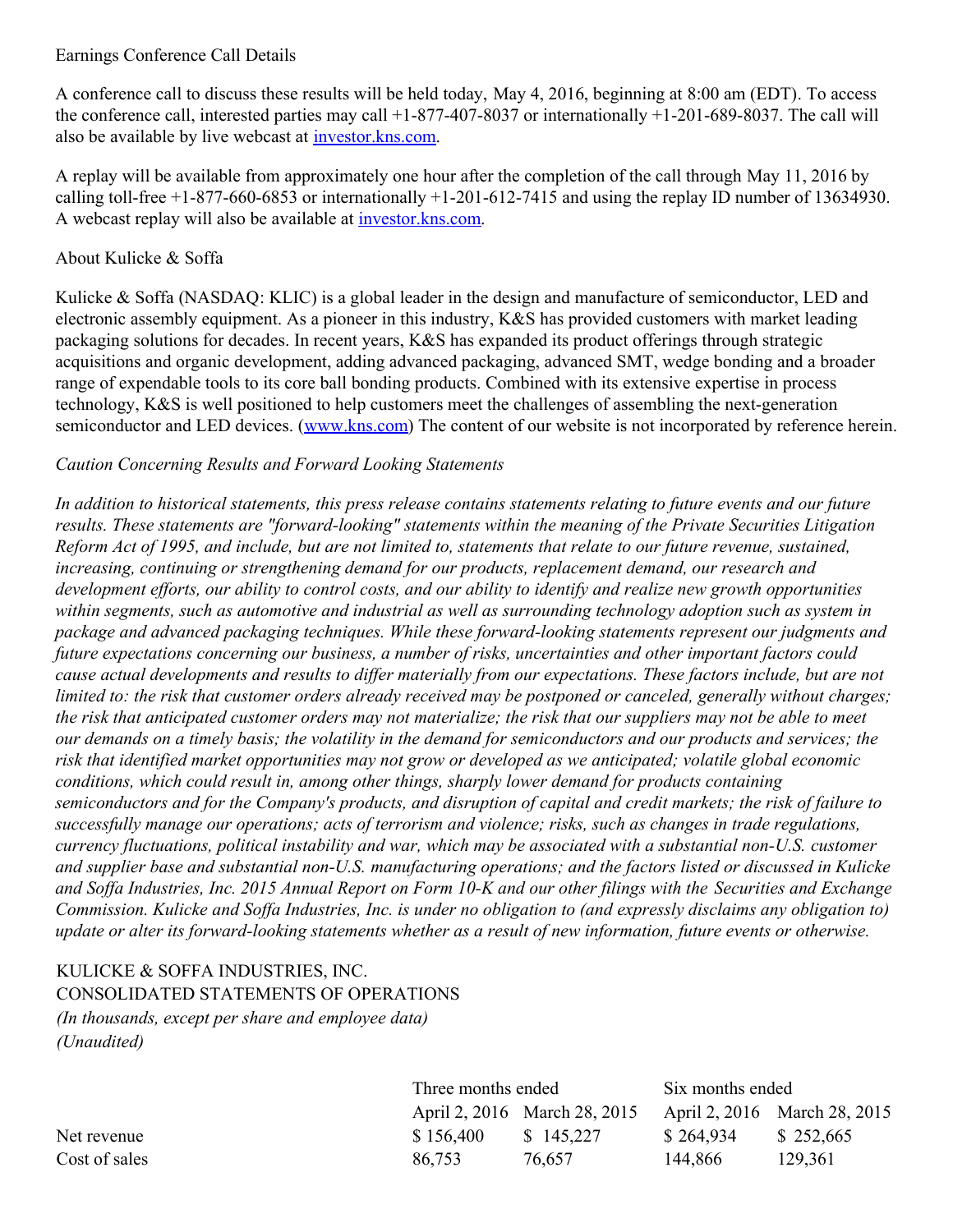Earnings Conference Call Details

A conference call to discuss these results will be held today, May 4, 2016, beginning at 8:00 am (EDT). To access the conference call, interested parties may call +1-877-407-8037 or internationally +1-201-689-8037. The call will also be available by live webcast at [investor.kns.com](investor.kns.com).

A replay will be available from approximately one hour after the completion of the call through May 11, 2016 by calling toll-free +1-877-660-6853 or internationally +1-201-612-7415 and using the replay ID number of 13634930. A webcast replay will also be available at [investor.kns.com](investor.kns.com).

About Kulicke & Soffa

Kulicke & Soffa (NASDAQ: KLIC) is a global leader in the design and manufacture of semiconductor, LED and electronic assembly equipment. As a pioneer in this industry, K&S has provided customers with market leading packaging solutions for decades. In recent years, K&S has expanded its product offerings through strategic acquisitions and organic development, adding advanced packaging, advanced SMT, wedge bonding and a broader range of expendable tools to its core ball bonding products. Combined with its extensive expertise in process technology, K&S is well positioned to help customers meet the challenges of assembling the next-generation semiconductor and LED devices. ([www.kns.com](www.kns.com)) The content of our website is not incorporated by reference herein.

*Caution Concerning Results and Forward Looking Statements*

*In addition to historical statements, this press release contains statements relating to future events and our future results. These statements are "forward-looking" statements within the meaning of the Private Securities Litigation Reform Act of 1995, and include, but are not limited to, statements that relate to our future revenue, sustained, increasing, continuing or strengthening demand for our products, replacement demand, our research and development efforts, our ability to control costs, and our ability to identify and realize new growth opportunities within segments, such as automotive and industrial as well as surrounding technology adoption such as system in package and advanced packaging techniques. While these forward-looking statements represent our judgments and future expectations concerning our business, a number of risks, uncertainties and other important factors could cause actual developments and results to differ materially from our expectations. These factors include, but are not limited to: the risk that customer orders already received may be postponed or canceled, generally without charges; the risk that anticipated customer orders may not materialize; the risk that our suppliers may not be able to meet our demands on a timely basis; the volatility in the demand for semiconductors and our products and services; the risk that identified market opportunities may not grow or developed as we anticipated; volatile global economic conditions, which could result in, among other things, sharply lower demand for products containing semiconductors and for the Company's products, and disruption of capital and credit markets; the risk of failure to successfully manage our operations; acts of terrorism and violence; risks, such as changes in trade regulations, currency fluctuations, political instability and war, which may be associated with a substantial non-U.S. customer and supplier base and substantial non-U.S. manufacturing operations; and the factors listed or discussed in Kulicke and Soffa Industries, Inc. 2015 Annual Report on Form 10-K and our other filings with the Securities and Exchange Commission. Kulicke and Soffa Industries, Inc. is under no obligation to (and expressly disclaims any obligation to) update or alter its forward-looking statements whether as a result of new information, future events or otherwise.*

KULICKE & SOFFA INDUSTRIES, INC.
CONSOLIDATED STATEMENTS OF OPERATIONS
*(In thousands, except per share and employee data)*
*(Unaudited)*

| | Three months ended | | Six months ended | |
|---|---|---|---|---|
| | April 2, 2016 | March 28, 2015 | April 2, 2016 | March 28, 2015 |
| Net revenue | $ 156,400 | $ 145,227 | $ 264,934 | $ 252,665 |
| Cost of sales | 86,753 | 76,657 | 144,866 | 129,361 |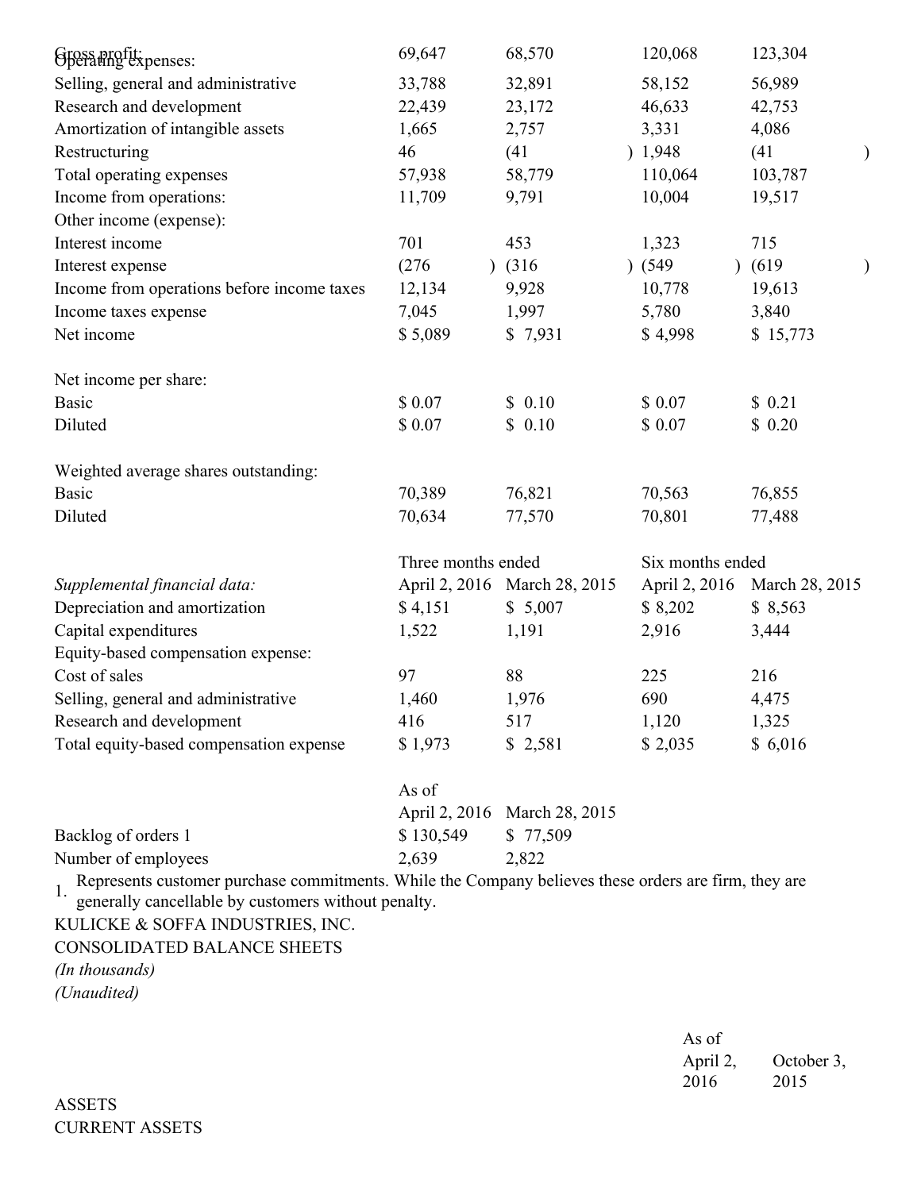| | | | | |
|---|---|---|---|---|
| Gross profit: | 69,647 | 68,570 | 120,068 | 123,304 |
| Operating expenses: | | | | |
| Selling, general and administrative | 33,788 | 32,891 | 58,152 | 56,989 |
| Research and development | 22,439 | 23,172 | 46,633 | 42,753 |
| Amortization of intangible assets | 1,665 | 2,757 | 3,331 | 4,086 |
| Restructuring | 46 | (41) | 1,948 | (41) |
| Total operating expenses | 57,938 | 58,779 | 110,064 | 103,787 |
| Income from operations: | 11,709 | 9,791 | 10,004 | 19,517 |
| Other income (expense): | | | | |
| Interest income | 701 | 453 | 1,323 | 715 |
| Interest expense | (276) | (316) | (549) | (619) |
| Income from operations before income taxes | 12,134 | 9,928 | 10,778 | 19,613 |
| Income taxes expense | 7,045 | 1,997 | 5,780 | 3,840 |
| Net income | $ 5,089 | $ 7,931 | $ 4,998 | $ 15,773 |
| | | | | |
| Net income per share: | | | | |
| Basic | $ 0.07 | $ 0.10 | $ 0.07 | $ 0.21 |
| Diluted | $ 0.07 | $ 0.10 | $ 0.07 | $ 0.20 |
| | | | | |
| Weighted average shares outstanding: | | | | |
| Basic | 70,389 | 76,821 | 70,563 | 76,855 |
| Diluted | 70,634 | 77,570 | 70,801 | 77,488 |

| | Three months ended | | Six months ended | |
|---|---|---|---|---|
| *Supplemental financial data:* | April 2, 2016 | March 28, 2015 | April 2, 2016 | March 28, 2015 |
| Depreciation and amortization | $ 4,151 | $ 5,007 | $ 8,202 | $ 8,563 |
| Capital expenditures | 1,522 | 1,191 | 2,916 | 3,444 |
| Equity-based compensation expense: | | | | |
| Cost of sales | 97 | 88 | 225 | 216 |
| Selling, general and administrative | 1,460 | 1,976 | 690 | 4,475 |
| Research and development | 416 | 517 | 1,120 | 1,325 |
| Total equity-based compensation expense | $ 1,973 | $ 2,581 | $ 2,035 | $ 6,016 |

| | As of | |
|---|---|---|
| | April 2, 2016 | March 28, 2015 |
| Backlog of orders 1 | $ 130,549 | $ 77,509 |
| Number of employees | 2,639 | 2,822 |

1. Represents customer purchase commitments. While the Company believes these orders are firm, they are generally cancellable by customers without penalty.

KULICKE & SOFFA INDUSTRIES, INC.
CONSOLIDATED BALANCE SHEETS
*(In thousands)*
*(Unaudited)*

| | As of | |
|---|---|---|
| | April 2, 2016 | October 3, 2015 |
| ASSETS | | |
| CURRENT ASSETS | | |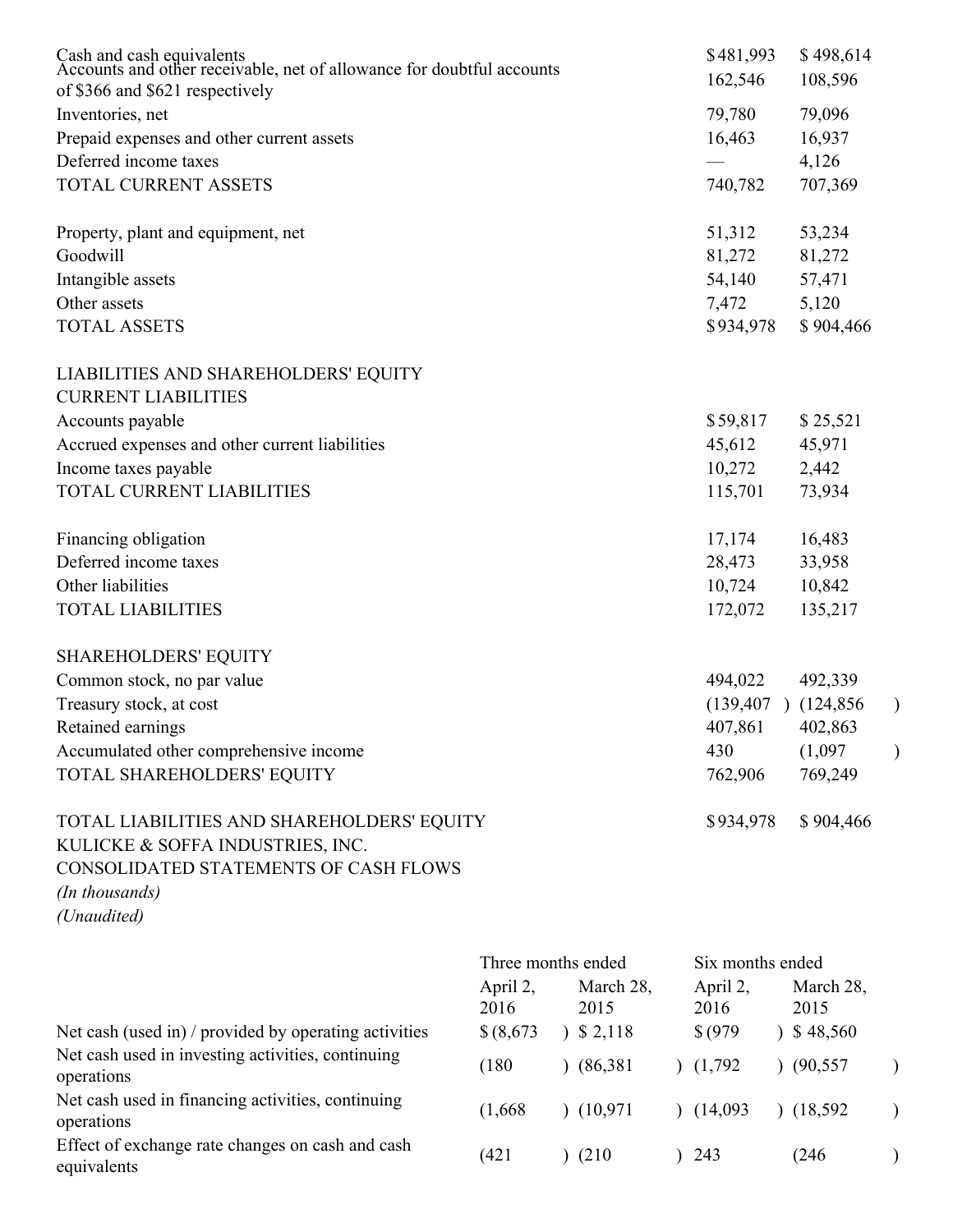| | | |
|---|---|---|
| Cash and cash equivalents | $481,993 | $ 498,614 |
| Accounts and other receivable, net of allowance for doubtful accounts of $366 and $621 respectively | 162,546 | 108,596 |
| Inventories, net | 79,780 | 79,096 |
| Prepaid expenses and other current assets | 16,463 | 16,937 |
| Deferred income taxes | — | 4,126 |
| TOTAL CURRENT ASSETS | 740,782 | 707,369 |
| | | |
| Property, plant and equipment, net | 51,312 | 53,234 |
| Goodwill | 81,272 | 81,272 |
| Intangible assets | 54,140 | 57,471 |
| Other assets | 7,472 | 5,120 |
| TOTAL ASSETS | $934,978 | $ 904,466 |
| | | |
| LIABILITIES AND SHAREHOLDERS' EQUITY | | |
| CURRENT LIABILITIES | | |
| Accounts payable | $59,817 | $ 25,521 |
| Accrued expenses and other current liabilities | 45,612 | 45,971 |
| Income taxes payable | 10,272 | 2,442 |
| TOTAL CURRENT LIABILITIES | 115,701 | 73,934 |
| | | |
| Financing obligation | 17,174 | 16,483 |
| Deferred income taxes | 28,473 | 33,958 |
| Other liabilities | 10,724 | 10,842 |
| TOTAL LIABILITIES | 172,072 | 135,217 |
| | | |
| SHAREHOLDERS' EQUITY | | |
| Common stock, no par value | 494,022 | 492,339 |
| Treasury stock, at cost | (139,407) | (124,856) |
| Retained earnings | 407,861 | 402,863 |
| Accumulated other comprehensive income | 430 | (1,097) |
| TOTAL SHAREHOLDERS' EQUITY | 762,906 | 769,249 |
| | | |
| TOTAL LIABILITIES AND SHAREHOLDERS' EQUITY | $934,978 | $ 904,466 |

KULICKE & SOFFA INDUSTRIES, INC.
CONSOLIDATED STATEMENTS OF CASH FLOWS
*(In thousands)*
*(Unaudited)*

| | Three months ended | | Six months ended | |
|---|---|---|---|---|
| | April 2, 2016 | March 28, 2015 | April 2, 2016 | March 28, 2015 |
| Net cash (used in) / provided by operating activities | $ (8,673) | $ 2,118 | $ (979) | $ 48,560 |
| Net cash used in investing activities, continuing operations | (180) | (86,381) | (1,792) | (90,557) |
| Net cash used in financing activities, continuing operations | (1,668) | (10,971) | (14,093) | (18,592) |
| Effect of exchange rate changes on cash and cash equivalents | (421) | (210) | 243 | (246) |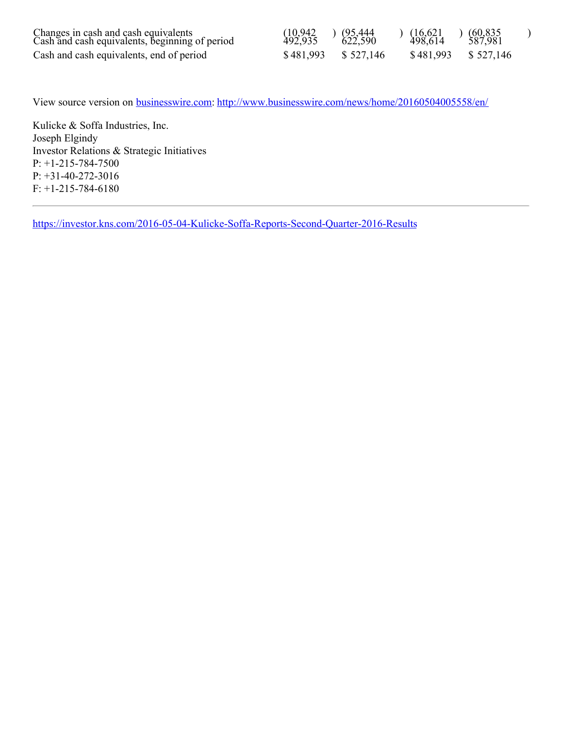| | | | | |
|---|---|---|---|---|
| Changes in cash and cash equivalents | (10,942) | (95,444) | (16,621) | (60,835) |
| Cash and cash equivalents, beginning of period | 492,935 | 622,590 | 498,614 | 587,981 |
| Cash and cash equivalents, end of period | $ 481,993 | $ 527,146 | $ 481,993 | $ 527,146 |

View source version on businesswire.com: http://www.businesswire.com/news/home/20160504005558/en/

Kulicke & Soffa Industries, Inc.
Joseph Elgindy
Investor Relations & Strategic Initiatives
P: +1-215-784-7500
P: +31-40-272-3016
F: +1-215-784-6180

---

https://investor.kns.com/2016-05-04-Kulicke-Soffa-Reports-Second-Quarter-2016-Results